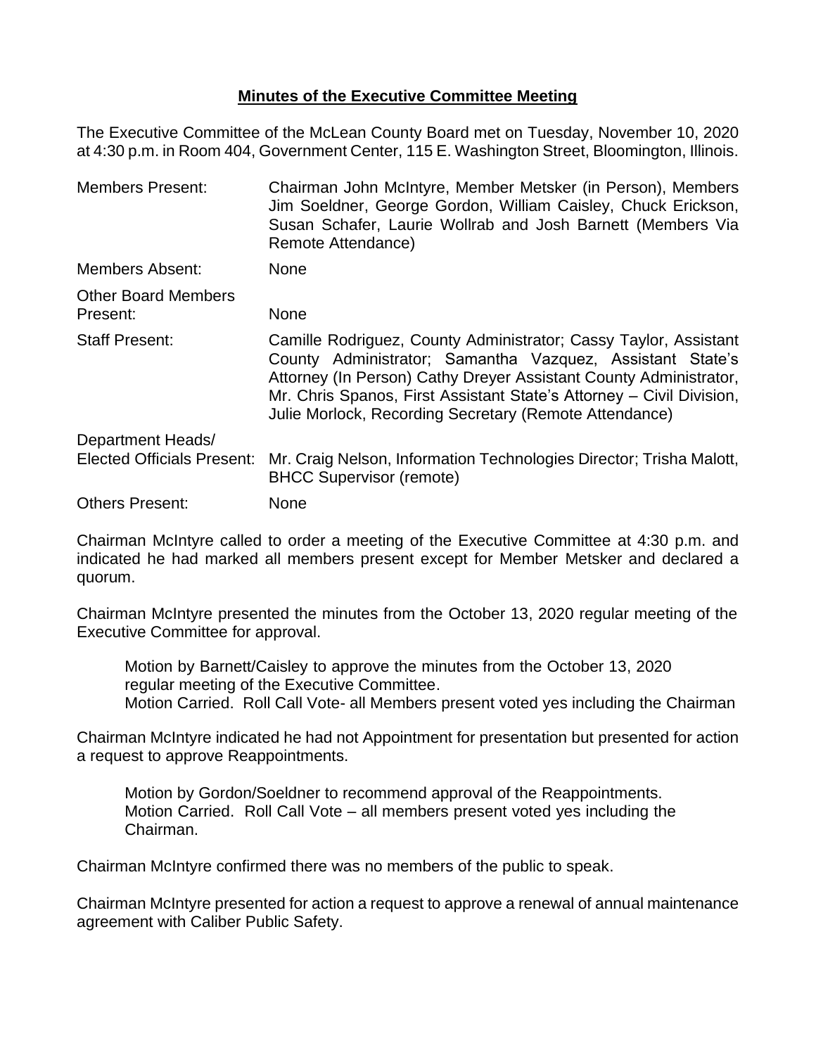**Minutes of the Executive Committee Meeting**

The Executive Committee of the McLean County Board met on Tuesday, November 10, 2020 at 4:30 p.m. in Room 404, Government Center, 115 E. Washington Street, Bloomington, Illinois.

| | |
|---|---|
| Members Present: | Chairman John McIntyre, Member Metsker (in Person), Members Jim Soeldner, George Gordon, William Caisley, Chuck Erickson, Susan Schafer, Laurie Wollrab and Josh Barnett (Members Via Remote Attendance) |
| Members Absent: | None |
| Other Board Members Present: | None |
| Staff Present: | Camille Rodriguez, County Administrator; Cassy Taylor, Assistant County Administrator; Samantha Vazquez, Assistant State's Attorney (In Person) Cathy Dreyer Assistant County Administrator, Mr. Chris Spanos, First Assistant State's Attorney – Civil Division, Julie Morlock, Recording Secretary (Remote Attendance) |
| Department Heads/ Elected Officials Present: | Mr. Craig Nelson, Information Technologies Director; Trisha Malott, BHCC Supervisor (remote) |
| Others Present: | None |

Chairman McIntyre called to order a meeting of the Executive Committee at 4:30 p.m. and indicated he had marked all members present except for Member Metsker and declared a quorum.

Chairman McIntyre presented the minutes from the October 13, 2020 regular meeting of the Executive Committee for approval.

> Motion by Barnett/Caisley to approve the minutes from the October 13, 2020 regular meeting of the Executive Committee.
> Motion Carried. Roll Call Vote- all Members present voted yes including the Chairman

Chairman McIntyre indicated he had not Appointment for presentation but presented for action a request to approve Reappointments.

> Motion by Gordon/Soeldner to recommend approval of the Reappointments.
> Motion Carried. Roll Call Vote – all members present voted yes including the Chairman.

Chairman McIntyre confirmed there was no members of the public to speak.

Chairman McIntyre presented for action a request to approve a renewal of annual maintenance agreement with Caliber Public Safety.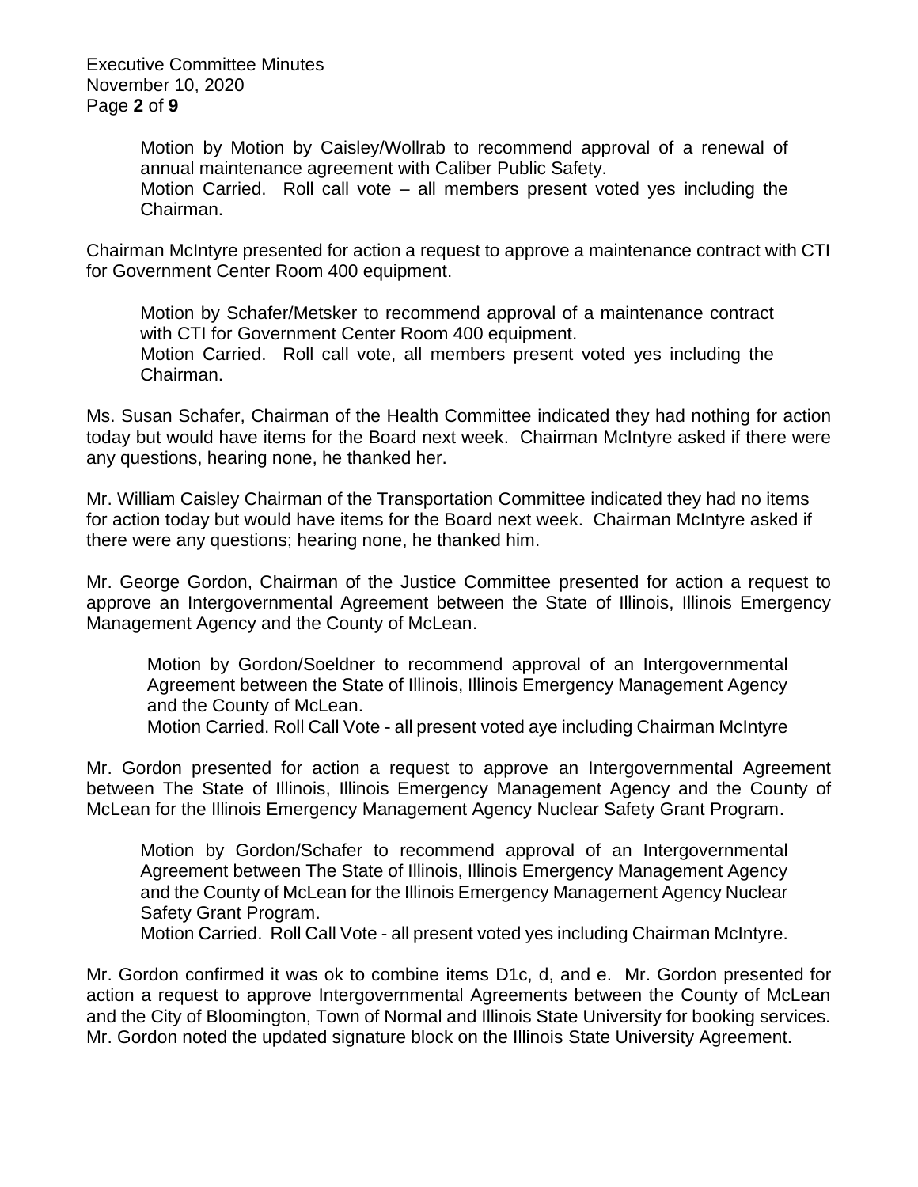Motion by Motion by Caisley/Wollrab to recommend approval of a renewal of annual maintenance agreement with Caliber Public Safety.
Motion Carried. Roll call vote – all members present voted yes including the Chairman.

Chairman McIntyre presented for action a request to approve a maintenance contract with CTI for Government Center Room 400 equipment.

Motion by Schafer/Metsker to recommend approval of a maintenance contract with CTI for Government Center Room 400 equipment.
Motion Carried. Roll call vote, all members present voted yes including the Chairman.

Ms. Susan Schafer, Chairman of the Health Committee indicated they had nothing for action today but would have items for the Board next week. Chairman McIntyre asked if there were any questions, hearing none, he thanked her.

Mr. William Caisley Chairman of the Transportation Committee indicated they had no items for action today but would have items for the Board next week. Chairman McIntyre asked if there were any questions; hearing none, he thanked him.

Mr. George Gordon, Chairman of the Justice Committee presented for action a request to approve an Intergovernmental Agreement between the State of Illinois, Illinois Emergency Management Agency and the County of McLean.

Motion by Gordon/Soeldner to recommend approval of an Intergovernmental Agreement between the State of Illinois, Illinois Emergency Management Agency and the County of McLean.
Motion Carried. Roll Call Vote - all present voted aye including Chairman McIntyre

Mr. Gordon presented for action a request to approve an Intergovernmental Agreement between The State of Illinois, Illinois Emergency Management Agency and the County of McLean for the Illinois Emergency Management Agency Nuclear Safety Grant Program.

Motion by Gordon/Schafer to recommend approval of an Intergovernmental Agreement between The State of Illinois, Illinois Emergency Management Agency and the County of McLean for the Illinois Emergency Management Agency Nuclear Safety Grant Program.
Motion Carried. Roll Call Vote - all present voted yes including Chairman McIntyre.

Mr. Gordon confirmed it was ok to combine items D1c, d, and e. Mr. Gordon presented for action a request to approve Intergovernmental Agreements between the County of McLean and the City of Bloomington, Town of Normal and Illinois State University for booking services. Mr. Gordon noted the updated signature block on the Illinois State University Agreement.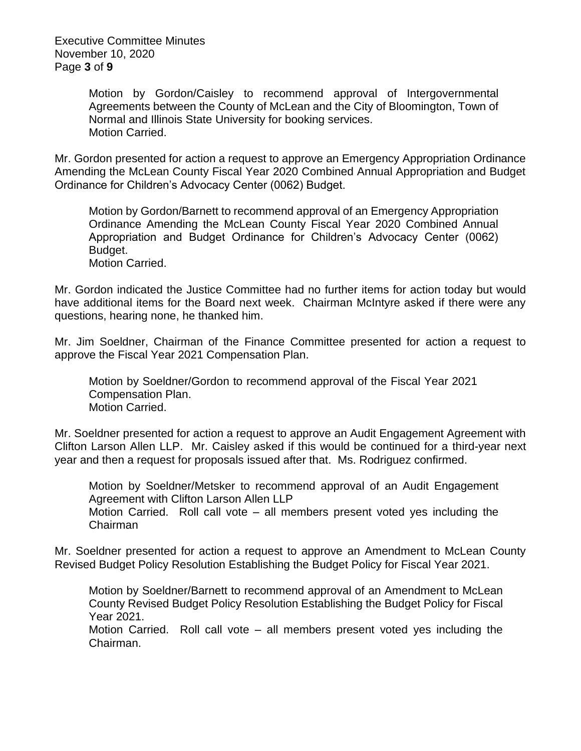Motion by Gordon/Caisley to recommend approval of Intergovernmental Agreements between the County of McLean and the City of Bloomington, Town of Normal and Illinois State University for booking services.
Motion Carried.

Mr. Gordon presented for action a request to approve an Emergency Appropriation Ordinance Amending the McLean County Fiscal Year 2020 Combined Annual Appropriation and Budget Ordinance for Children's Advocacy Center (0062) Budget.

Motion by Gordon/Barnett to recommend approval of an Emergency Appropriation Ordinance Amending the McLean County Fiscal Year 2020 Combined Annual Appropriation and Budget Ordinance for Children's Advocacy Center (0062) Budget.
Motion Carried.

Mr. Gordon indicated the Justice Committee had no further items for action today but would have additional items for the Board next week. Chairman McIntyre asked if there were any questions, hearing none, he thanked him.

Mr. Jim Soeldner, Chairman of the Finance Committee presented for action a request to approve the Fiscal Year 2021 Compensation Plan.

Motion by Soeldner/Gordon to recommend approval of the Fiscal Year 2021 Compensation Plan.
Motion Carried.

Mr. Soeldner presented for action a request to approve an Audit Engagement Agreement with Clifton Larson Allen LLP. Mr. Caisley asked if this would be continued for a third-year next year and then a request for proposals issued after that. Ms. Rodriguez confirmed.

Motion by Soeldner/Metsker to recommend approval of an Audit Engagement Agreement with Clifton Larson Allen LLP
Motion Carried. Roll call vote – all members present voted yes including the Chairman

Mr. Soeldner presented for action a request to approve an Amendment to McLean County Revised Budget Policy Resolution Establishing the Budget Policy for Fiscal Year 2021.

Motion by Soeldner/Barnett to recommend approval of an Amendment to McLean County Revised Budget Policy Resolution Establishing the Budget Policy for Fiscal Year 2021.
Motion Carried. Roll call vote – all members present voted yes including the Chairman.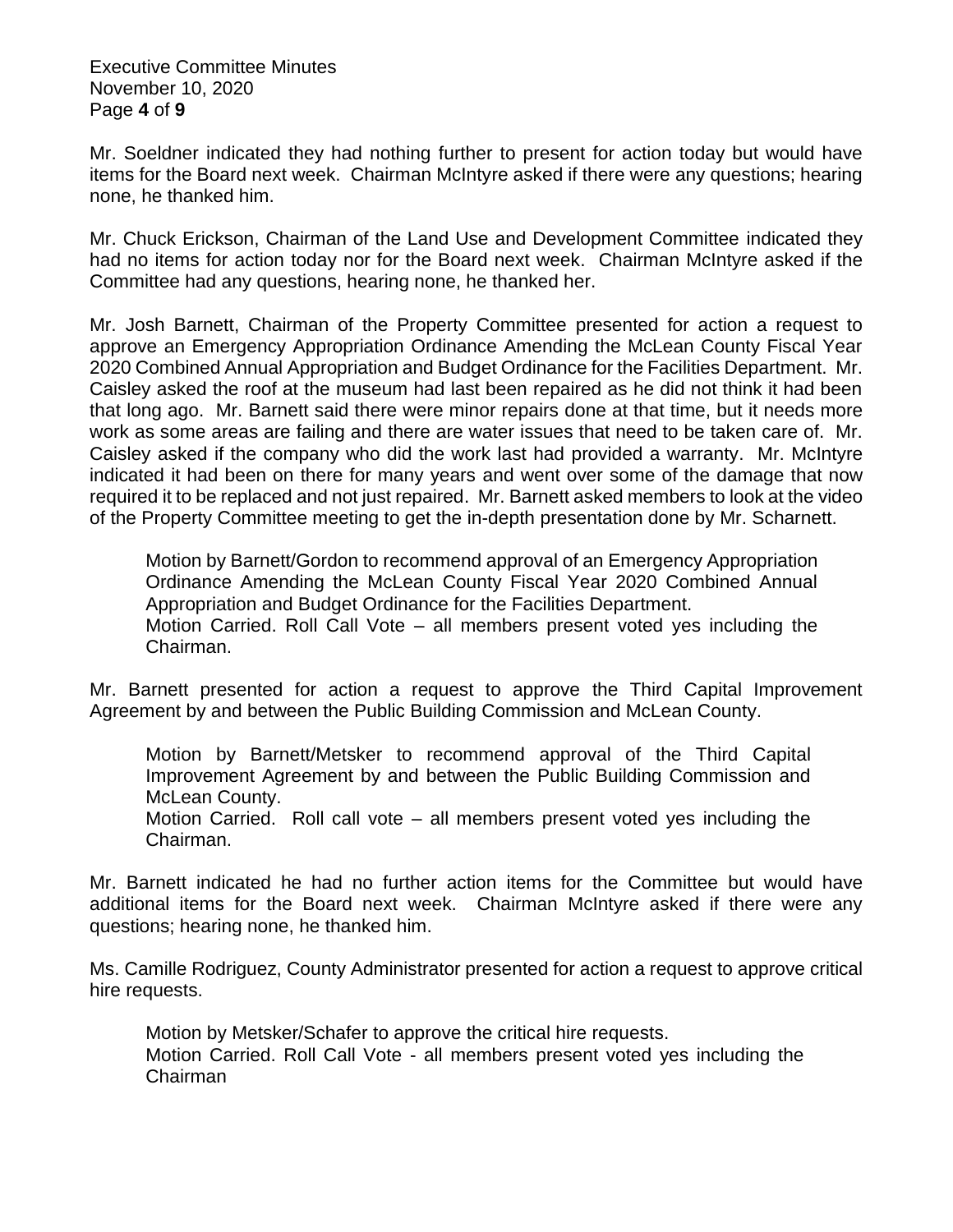Mr. Soeldner indicated they had nothing further to present for action today but would have items for the Board next week. Chairman McIntyre asked if there were any questions; hearing none, he thanked him.

Mr. Chuck Erickson, Chairman of the Land Use and Development Committee indicated they had no items for action today nor for the Board next week. Chairman McIntyre asked if the Committee had any questions, hearing none, he thanked her.

Mr. Josh Barnett, Chairman of the Property Committee presented for action a request to approve an Emergency Appropriation Ordinance Amending the McLean County Fiscal Year 2020 Combined Annual Appropriation and Budget Ordinance for the Facilities Department. Mr. Caisley asked the roof at the museum had last been repaired as he did not think it had been that long ago. Mr. Barnett said there were minor repairs done at that time, but it needs more work as some areas are failing and there are water issues that need to be taken care of. Mr. Caisley asked if the company who did the work last had provided a warranty. Mr. McIntyre indicated it had been on there for many years and went over some of the damage that now required it to be replaced and not just repaired. Mr. Barnett asked members to look at the video of the Property Committee meeting to get the in-depth presentation done by Mr. Scharnett.

> Motion by Barnett/Gordon to recommend approval of an Emergency Appropriation Ordinance Amending the McLean County Fiscal Year 2020 Combined Annual Appropriation and Budget Ordinance for the Facilities Department.
> Motion Carried. Roll Call Vote – all members present voted yes including the Chairman.

Mr. Barnett presented for action a request to approve the Third Capital Improvement Agreement by and between the Public Building Commission and McLean County.

> Motion by Barnett/Metsker to recommend approval of the Third Capital Improvement Agreement by and between the Public Building Commission and McLean County.
> Motion Carried. Roll call vote – all members present voted yes including the Chairman.

Mr. Barnett indicated he had no further action items for the Committee but would have additional items for the Board next week. Chairman McIntyre asked if there were any questions; hearing none, he thanked him.

Ms. Camille Rodriguez, County Administrator presented for action a request to approve critical hire requests.

> Motion by Metsker/Schafer to approve the critical hire requests.
> Motion Carried. Roll Call Vote - all members present voted yes including the Chairman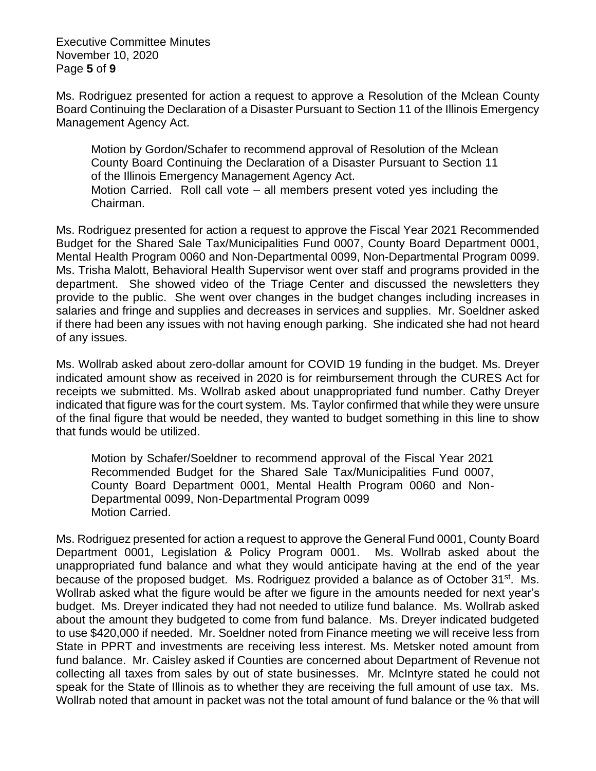Ms. Rodriguez presented for action a request to approve a Resolution of the Mclean County Board Continuing the Declaration of a Disaster Pursuant to Section 11 of the Illinois Emergency Management Agency Act.

> Motion by Gordon/Schafer to recommend approval of Resolution of the Mclean County Board Continuing the Declaration of a Disaster Pursuant to Section 11 of the Illinois Emergency Management Agency Act.
> Motion Carried. Roll call vote – all members present voted yes including the Chairman.

Ms. Rodriguez presented for action a request to approve the Fiscal Year 2021 Recommended Budget for the Shared Sale Tax/Municipalities Fund 0007, County Board Department 0001, Mental Health Program 0060 and Non-Departmental 0099, Non-Departmental Program 0099. Ms. Trisha Malott, Behavioral Health Supervisor went over staff and programs provided in the department. She showed video of the Triage Center and discussed the newsletters they provide to the public. She went over changes in the budget changes including increases in salaries and fringe and supplies and decreases in services and supplies. Mr. Soeldner asked if there had been any issues with not having enough parking. She indicated she had not heard of any issues.

Ms. Wollrab asked about zero-dollar amount for COVID 19 funding in the budget. Ms. Dreyer indicated amount show as received in 2020 is for reimbursement through the CURES Act for receipts we submitted. Ms. Wollrab asked about unappropriated fund number. Cathy Dreyer indicated that figure was for the court system. Ms. Taylor confirmed that while they were unsure of the final figure that would be needed, they wanted to budget something in this line to show that funds would be utilized.

> Motion by Schafer/Soeldner to recommend approval of the Fiscal Year 2021 Recommended Budget for the Shared Sale Tax/Municipalities Fund 0007, County Board Department 0001, Mental Health Program 0060 and Non-Departmental 0099, Non-Departmental Program 0099
> Motion Carried.

Ms. Rodriguez presented for action a request to approve the General Fund 0001, County Board Department 0001, Legislation & Policy Program 0001. Ms. Wollrab asked about the unappropriated fund balance and what they would anticipate having at the end of the year because of the proposed budget. Ms. Rodriguez provided a balance as of October 31st. Ms. Wollrab asked what the figure would be after we figure in the amounts needed for next year's budget. Ms. Dreyer indicated they had not needed to utilize fund balance. Ms. Wollrab asked about the amount they budgeted to come from fund balance. Ms. Dreyer indicated budgeted to use $420,000 if needed. Mr. Soeldner noted from Finance meeting we will receive less from State in PPRT and investments are receiving less interest. Ms. Metsker noted amount from fund balance. Mr. Caisley asked if Counties are concerned about Department of Revenue not collecting all taxes from sales by out of state businesses. Mr. McIntyre stated he could not speak for the State of Illinois as to whether they are receiving the full amount of use tax. Ms. Wollrab noted that amount in packet was not the total amount of fund balance or the % that will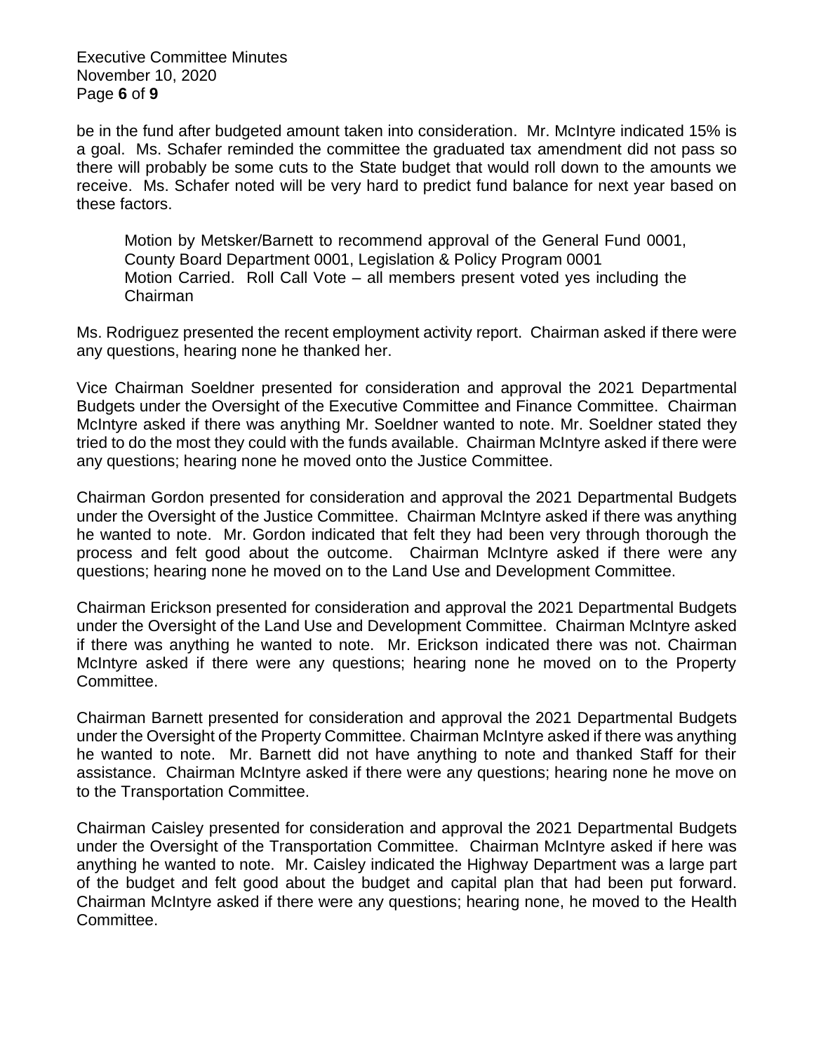be in the fund after budgeted amount taken into consideration. Mr. McIntyre indicated 15% is a goal. Ms. Schafer reminded the committee the graduated tax amendment did not pass so there will probably be some cuts to the State budget that would roll down to the amounts we receive. Ms. Schafer noted will be very hard to predict fund balance for next year based on these factors.

> Motion by Metsker/Barnett to recommend approval of the General Fund 0001, County Board Department 0001, Legislation & Policy Program 0001
> Motion Carried. Roll Call Vote – all members present voted yes including the Chairman

Ms. Rodriguez presented the recent employment activity report. Chairman asked if there were any questions, hearing none he thanked her.

Vice Chairman Soeldner presented for consideration and approval the 2021 Departmental Budgets under the Oversight of the Executive Committee and Finance Committee. Chairman McIntyre asked if there was anything Mr. Soeldner wanted to note. Mr. Soeldner stated they tried to do the most they could with the funds available. Chairman McIntyre asked if there were any questions; hearing none he moved onto the Justice Committee.

Chairman Gordon presented for consideration and approval the 2021 Departmental Budgets under the Oversight of the Justice Committee. Chairman McIntyre asked if there was anything he wanted to note. Mr. Gordon indicated that felt they had been very through thorough the process and felt good about the outcome. Chairman McIntyre asked if there were any questions; hearing none he moved on to the Land Use and Development Committee.

Chairman Erickson presented for consideration and approval the 2021 Departmental Budgets under the Oversight of the Land Use and Development Committee. Chairman McIntyre asked if there was anything he wanted to note. Mr. Erickson indicated there was not. Chairman McIntyre asked if there were any questions; hearing none he moved on to the Property Committee.

Chairman Barnett presented for consideration and approval the 2021 Departmental Budgets under the Oversight of the Property Committee. Chairman McIntyre asked if there was anything he wanted to note. Mr. Barnett did not have anything to note and thanked Staff for their assistance. Chairman McIntyre asked if there were any questions; hearing none he move on to the Transportation Committee.

Chairman Caisley presented for consideration and approval the 2021 Departmental Budgets under the Oversight of the Transportation Committee. Chairman McIntyre asked if here was anything he wanted to note. Mr. Caisley indicated the Highway Department was a large part of the budget and felt good about the budget and capital plan that had been put forward. Chairman McIntyre asked if there were any questions; hearing none, he moved to the Health Committee.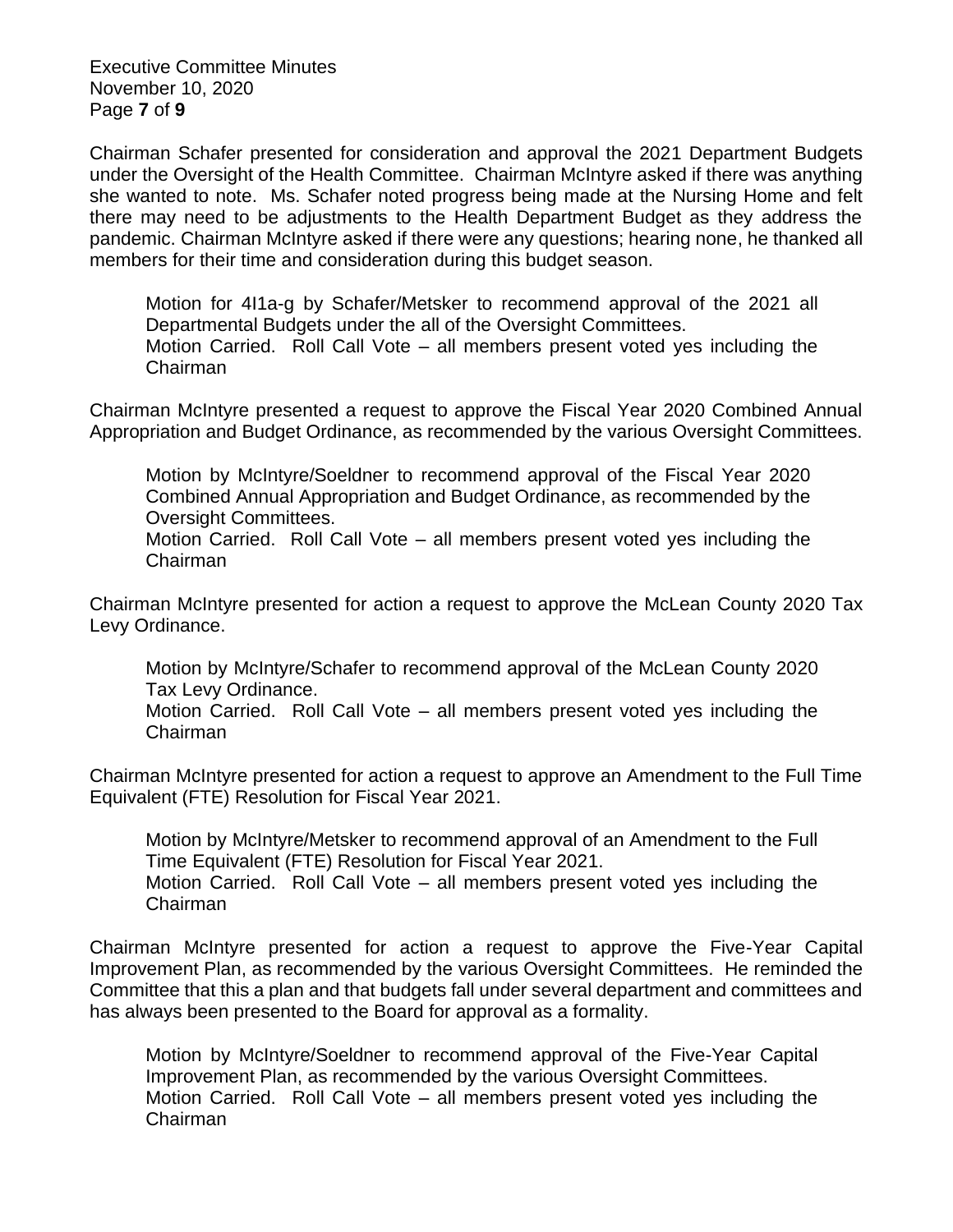Chairman Schafer presented for consideration and approval the 2021 Department Budgets under the Oversight of the Health Committee. Chairman McIntyre asked if there was anything she wanted to note. Ms. Schafer noted progress being made at the Nursing Home and felt there may need to be adjustments to the Health Department Budget as they address the pandemic. Chairman McIntyre asked if there were any questions; hearing none, he thanked all members for their time and consideration during this budget season.

> Motion for 4I1a-g by Schafer/Metsker to recommend approval of the 2021 all Departmental Budgets under the all of the Oversight Committees.
> Motion Carried. Roll Call Vote – all members present voted yes including the Chairman

Chairman McIntyre presented a request to approve the Fiscal Year 2020 Combined Annual Appropriation and Budget Ordinance, as recommended by the various Oversight Committees.

> Motion by McIntyre/Soeldner to recommend approval of the Fiscal Year 2020 Combined Annual Appropriation and Budget Ordinance, as recommended by the Oversight Committees.
> Motion Carried. Roll Call Vote – all members present voted yes including the Chairman

Chairman McIntyre presented for action a request to approve the McLean County 2020 Tax Levy Ordinance.

> Motion by McIntyre/Schafer to recommend approval of the McLean County 2020 Tax Levy Ordinance.
> Motion Carried. Roll Call Vote – all members present voted yes including the Chairman

Chairman McIntyre presented for action a request to approve an Amendment to the Full Time Equivalent (FTE) Resolution for Fiscal Year 2021.

> Motion by McIntyre/Metsker to recommend approval of an Amendment to the Full Time Equivalent (FTE) Resolution for Fiscal Year 2021.
> Motion Carried. Roll Call Vote – all members present voted yes including the Chairman

Chairman McIntyre presented for action a request to approve the Five-Year Capital Improvement Plan, as recommended by the various Oversight Committees. He reminded the Committee that this a plan and that budgets fall under several department and committees and has always been presented to the Board for approval as a formality.

> Motion by McIntyre/Soeldner to recommend approval of the Five-Year Capital Improvement Plan, as recommended by the various Oversight Committees.
> Motion Carried. Roll Call Vote – all members present voted yes including the Chairman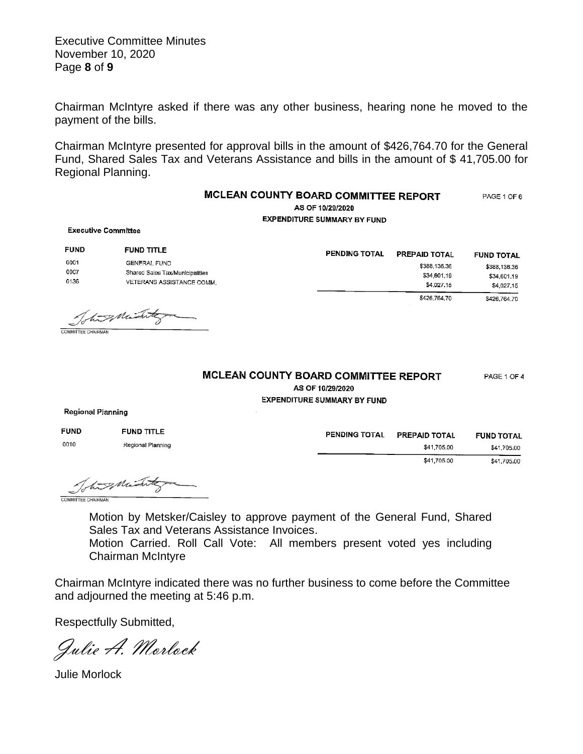Chairman McIntyre asked if there was any other business, hearing none he moved to the payment of the bills.

Chairman McIntyre presented for approval bills in the amount of $426,764.70 for the General Fund, Shared Sales Tax and Veterans Assistance and bills in the amount of $ 41,705.00 for Regional Planning.

**MCLEAN COUNTY BOARD COMMITTEE REPORT** PAGE 1 OF 6
**AS OF 10/29/2020**
**EXPENDITURE SUMMARY BY FUND**

**Executive Committee**

| FUND | FUND TITLE | PENDING TOTAL | PREPAID TOTAL | FUND TOTAL |
|---|---|---|---|---|
| 0001 | GENERAL FUND | | $388,136.36 | $388,136.36 |
| 0007 | Shared Sales Tax/Municipalities | | $34,601.19 | $34,601.19 |
| 0136 | VETERANS ASSISTANCE COMM. | | $4,027.15 | $4,027.15 |
| | | | $426,764.70 | $426,764.70 |

COMMITTEE CHAIRMAN

**MCLEAN COUNTY BOARD COMMITTEE REPORT** PAGE 1 OF 4
**AS OF 10/29/2020**
**EXPENDITURE SUMMARY BY FUND**

**Regional Planning**

| FUND | FUND TITLE | PENDING TOTAL | PREPAID TOTAL | FUND TOTAL |
|---|---|---|---|---|
| 0010 | Regional Planning | | $41,705.00 | $41,705.00 |
| | | | $41,705.00 | $41,705.00 |

COMMITTEE CHAIRMAN

> Motion by Metsker/Caisley to approve payment of the General Fund, Shared Sales Tax and Veterans Assistance Invoices.
> Motion Carried. Roll Call Vote: All members present voted yes including Chairman McIntyre

Chairman McIntyre indicated there was no further business to come before the Committee and adjourned the meeting at 5:46 p.m.

Respectfully Submitted,

*Julie A. Morlock*

Julie Morlock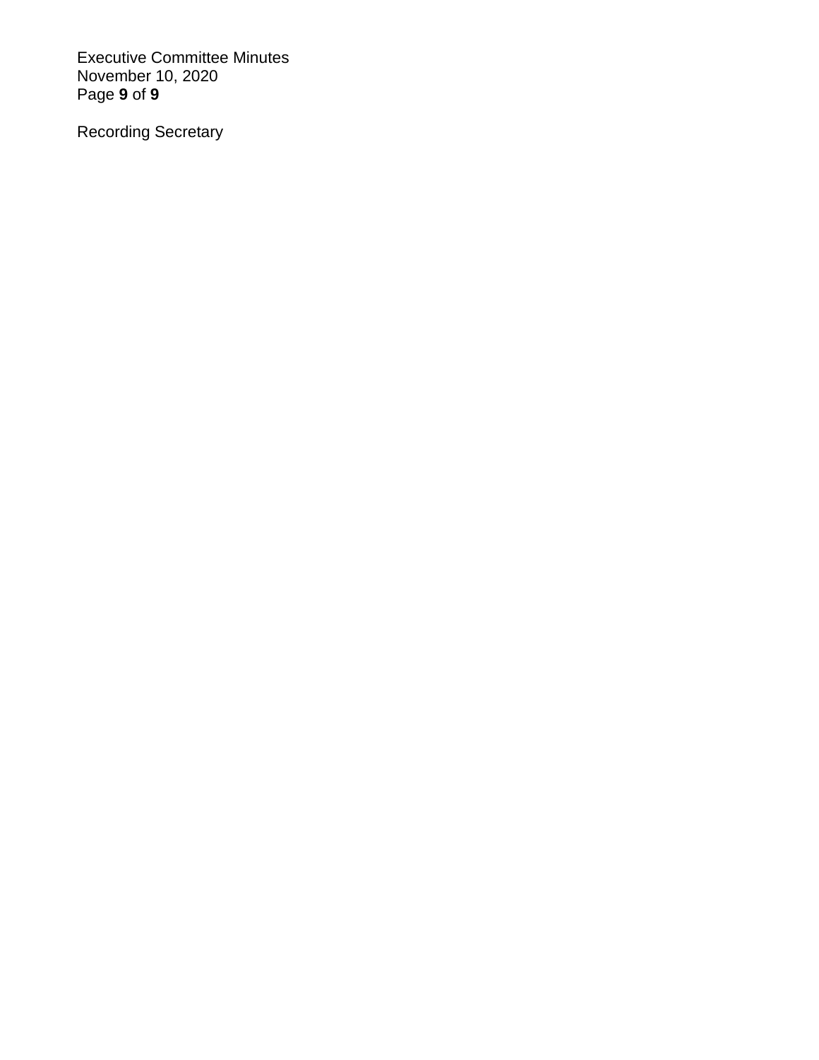Recording Secretary